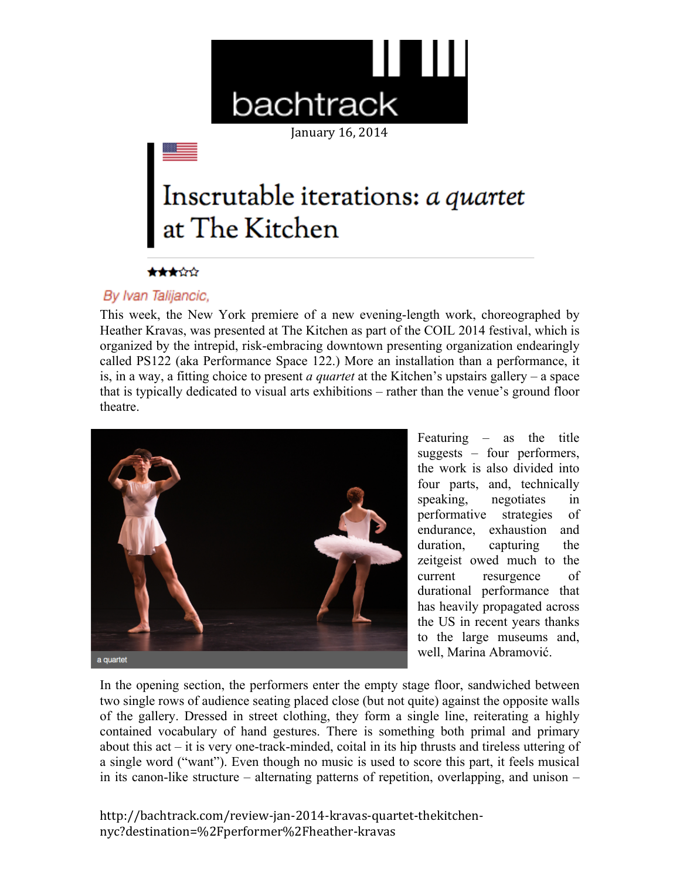bachtrack

January 16, 2014

# Inscrutable iterations: *a quartet* at The Kitchen

★★★☆☆

*By Ivan Talijancic,*

This week, the New York premiere of a new evening-length work, choreographed by Heather Kravas, was presented at The Kitchen as part of the COIL 2014 festival, which is organized by the intrepid, risk-embracing downtown presenting organization endearingly called PS122 (aka Performance Space 122.) More an installation than a performance, it is, in a way, a fitting choice to present *a quartet* at the Kitchen's upstairs gallery – a space that is typically dedicated to visual arts exhibitions – rather than the venue's ground floor theatre.

a quartet

Featuring – as the title suggests – four performers, the work is also divided into four parts, and, technically speaking, negotiates in performative strategies of endurance, exhaustion and duration, capturing the zeitgeist owed much to the current resurgence of durational performance that has heavily propagated across the US in recent years thanks to the large museums and, well, Marina Abramović.

In the opening section, the performers enter the empty stage floor, sandwiched between two single rows of audience seating placed close (but not quite) against the opposite walls of the gallery. Dressed in street clothing, they form a single line, reiterating a highly contained vocabulary of hand gestures. There is something both primal and primary about this act – it is very one-track-minded, coital in its hip thrusts and tireless uttering of a single word ("want"). Even though no music is used to score this part, it feels musical in its canon-like structure – alternating patterns of repetition, overlapping, and unison –

http://bachtrack.com/review-jan-2014-kravas-quartet-thekitchen-nyc?destination=%2Fperformer%2Fheather-kravas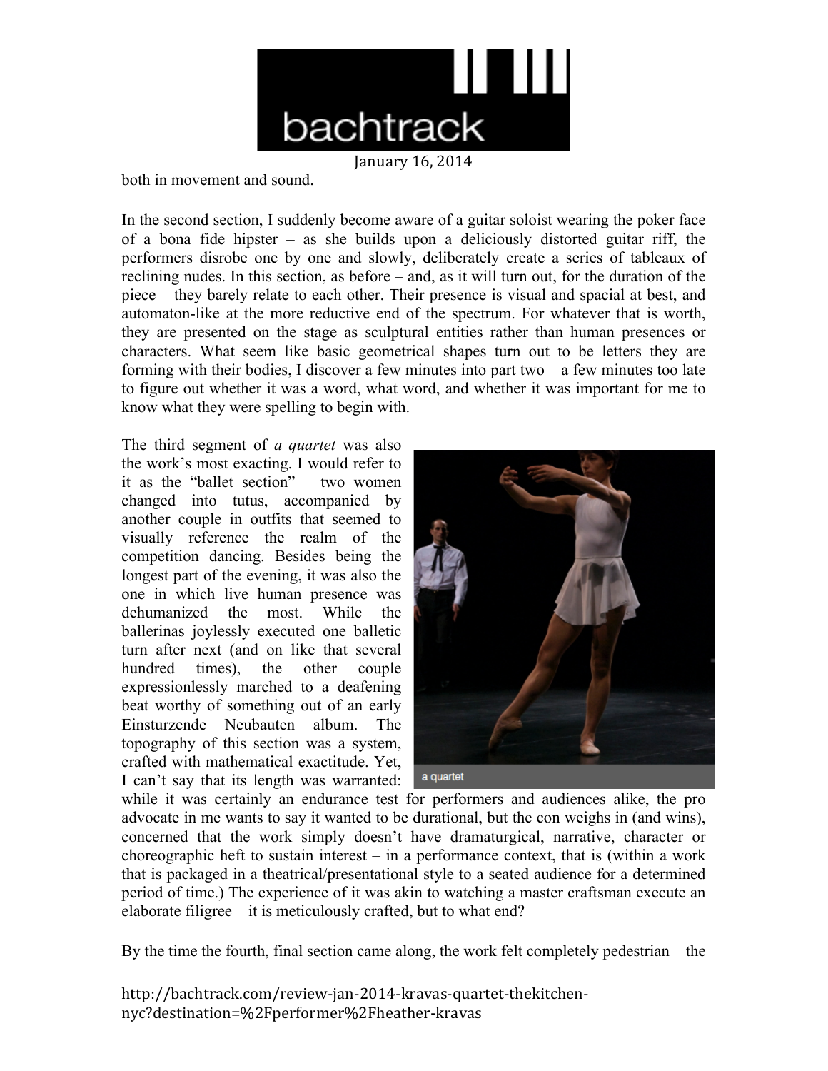both in movement and sound.

In the second section, I suddenly become aware of a guitar soloist wearing the poker face of a bona fide hipster – as she builds upon a deliciously distorted guitar riff, the performers disrobe one by one and slowly, deliberately create a series of tableaux of reclining nudes. In this section, as before – and, as it will turn out, for the duration of the piece – they barely relate to each other. Their presence is visual and spacial at best, and automaton-like at the more reductive end of the spectrum. For whatever that is worth, they are presented on the stage as sculptural entities rather than human presences or characters. What seem like basic geometrical shapes turn out to be letters they are forming with their bodies, I discover a few minutes into part two – a few minutes too late to figure out whether it was a word, what word, and whether it was important for me to know what they were spelling to begin with.

The third segment of *a quartet* was also the work's most exacting. I would refer to it as the "ballet section" – two women changed into tutus, accompanied by another couple in outfits that seemed to visually reference the realm of the competition dancing. Besides being the longest part of the evening, it was also the one in which live human presence was dehumanized the most. While the ballerinas joylessly executed one balletic turn after next (and on like that several hundred times), the other couple expressionlessly marched to a deafening beat worthy of something out of an early Einsturzende Neubauten album. The topography of this section was a system, crafted with mathematical exactitude. Yet, I can't say that its length was warranted: while it was certainly an endurance test for performers and audiences alike, the pro advocate in me wants to say it wanted to be durational, but the con weighs in (and wins), concerned that the work simply doesn't have dramaturgical, narrative, character or choreographic heft to sustain interest – in a performance context, that is (within a work that is packaged in a theatrical/presentational style to a seated audience for a determined period of time.) The experience of it was akin to watching a master craftsman execute an elaborate filigree – it is meticulously crafted, but to what end?

a quartet

By the time the fourth, final section came along, the work felt completely pedestrian – the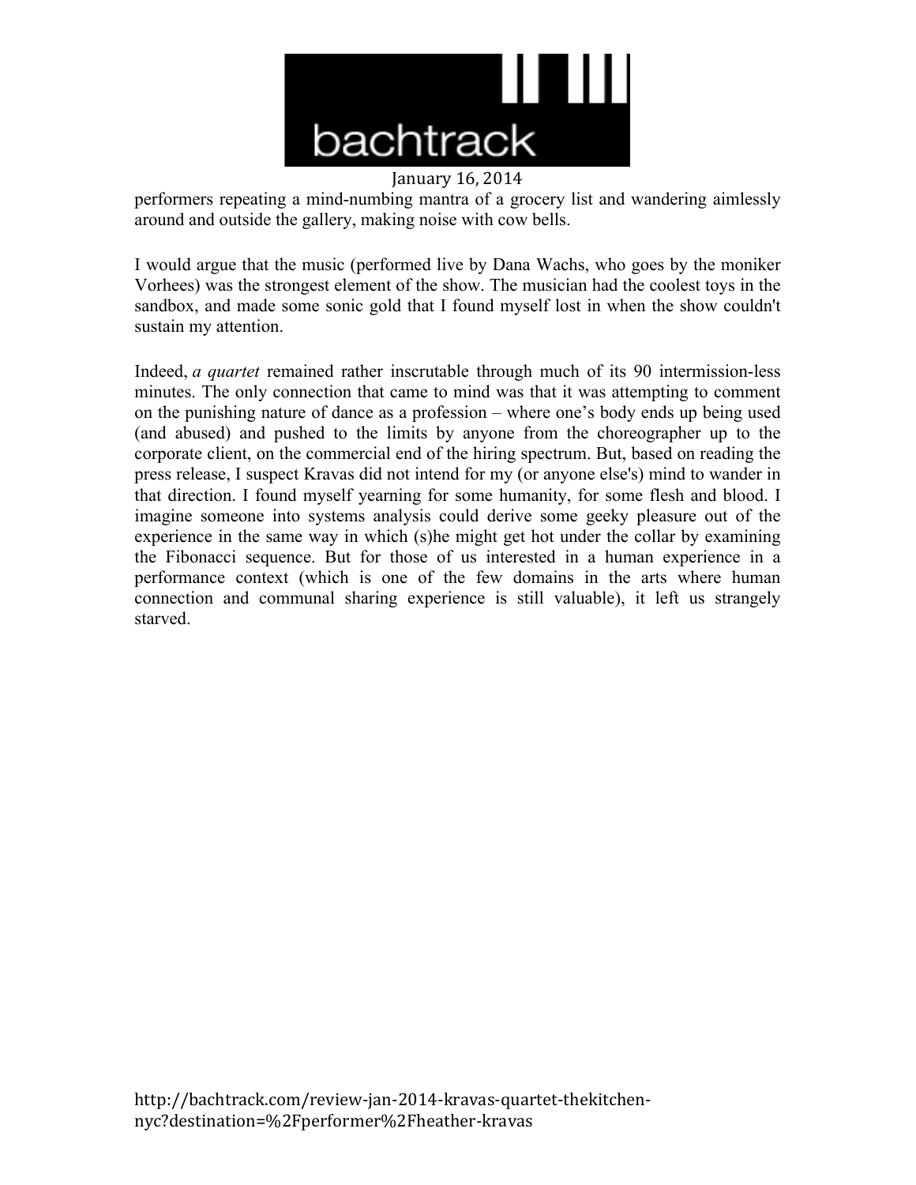performers repeating a mind-numbing mantra of a grocery list and wandering aimlessly around and outside the gallery, making noise with cow bells.

I would argue that the music (performed live by Dana Wachs, who goes by the moniker Vorhees) was the strongest element of the show. The musician had the coolest toys in the sandbox, and made some sonic gold that I found myself lost in when the show couldn't sustain my attention.

Indeed, *a quartet* remained rather inscrutable through much of its 90 intermission-less minutes. The only connection that came to mind was that it was attempting to comment on the punishing nature of dance as a profession – where one's body ends up being used (and abused) and pushed to the limits by anyone from the choreographer up to the corporate client, on the commercial end of the hiring spectrum. But, based on reading the press release, I suspect Kravas did not intend for my (or anyone else's) mind to wander in that direction. I found myself yearning for some humanity, for some flesh and blood. I imagine someone into systems analysis could derive some geeky pleasure out of the experience in the same way in which (s)he might get hot under the collar by examining the Fibonacci sequence. But for those of us interested in a human experience in a performance context (which is one of the few domains in the arts where human connection and communal sharing experience is still valuable), it left us strangely starved.